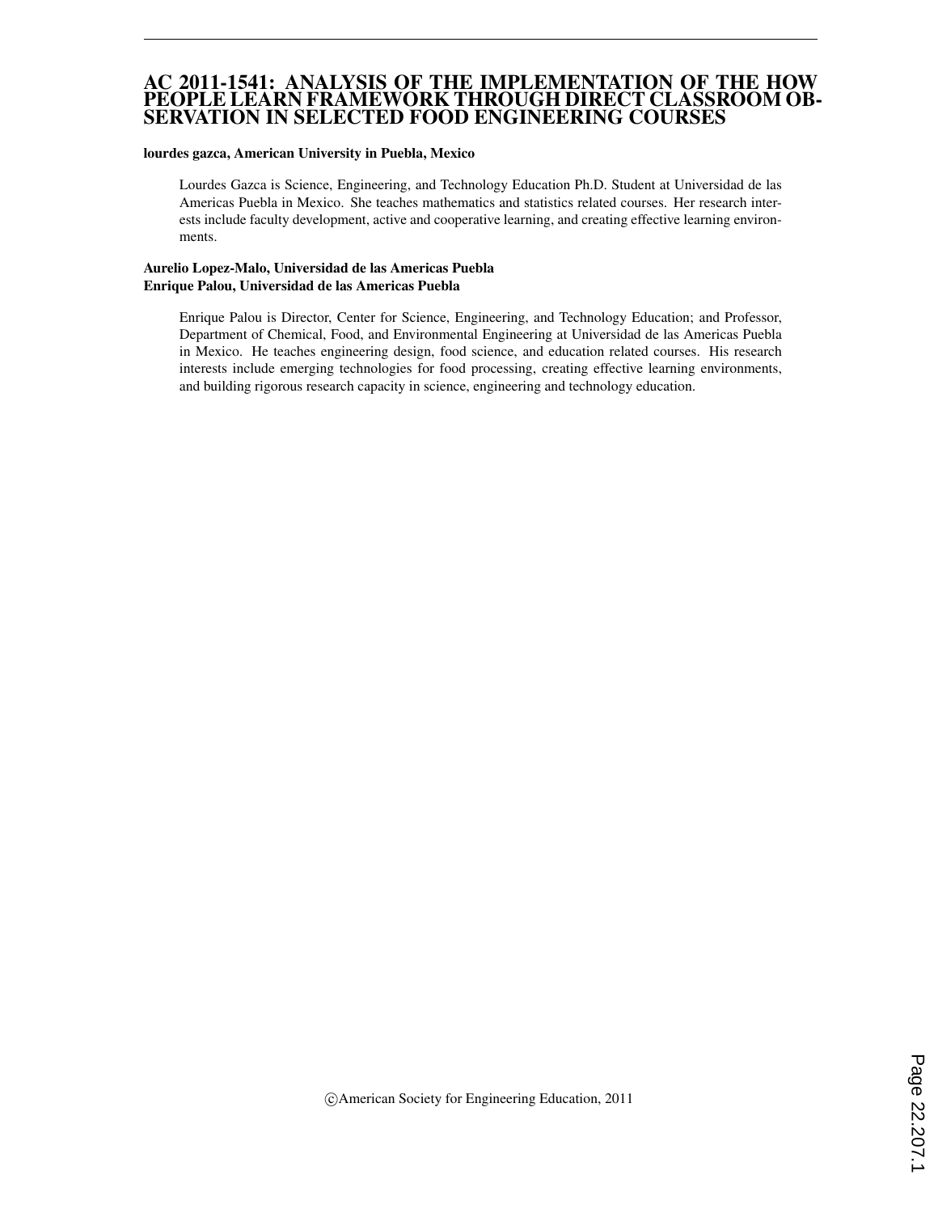# AC 2011-1541: ANALYSIS OF THE IMPLEMENTATION OF THE HOW PEOPLE LEARN FRAMEWORK THROUGH DIRECT CLASSROOM OBSERVATION IN SELECTED FOOD ENGINEERING COURSES

**lourdes gazca, American University in Puebla, Mexico**

Lourdes Gazca is Science, Engineering, and Technology Education Ph.D. Student at Universidad de las Americas Puebla in Mexico. She teaches mathematics and statistics related courses. Her research interests include faculty development, active and cooperative learning, and creating effective learning environments.

**Aurelio Lopez-Malo, Universidad de las Americas Puebla**
**Enrique Palou, Universidad de las Americas Puebla**

Enrique Palou is Director, Center for Science, Engineering, and Technology Education; and Professor, Department of Chemical, Food, and Environmental Engineering at Universidad de las Americas Puebla in Mexico. He teaches engineering design, food science, and education related courses. His research interests include emerging technologies for food processing, creating effective learning environments, and building rigorous research capacity in science, engineering and technology education.

©American Society for Engineering Education, 2011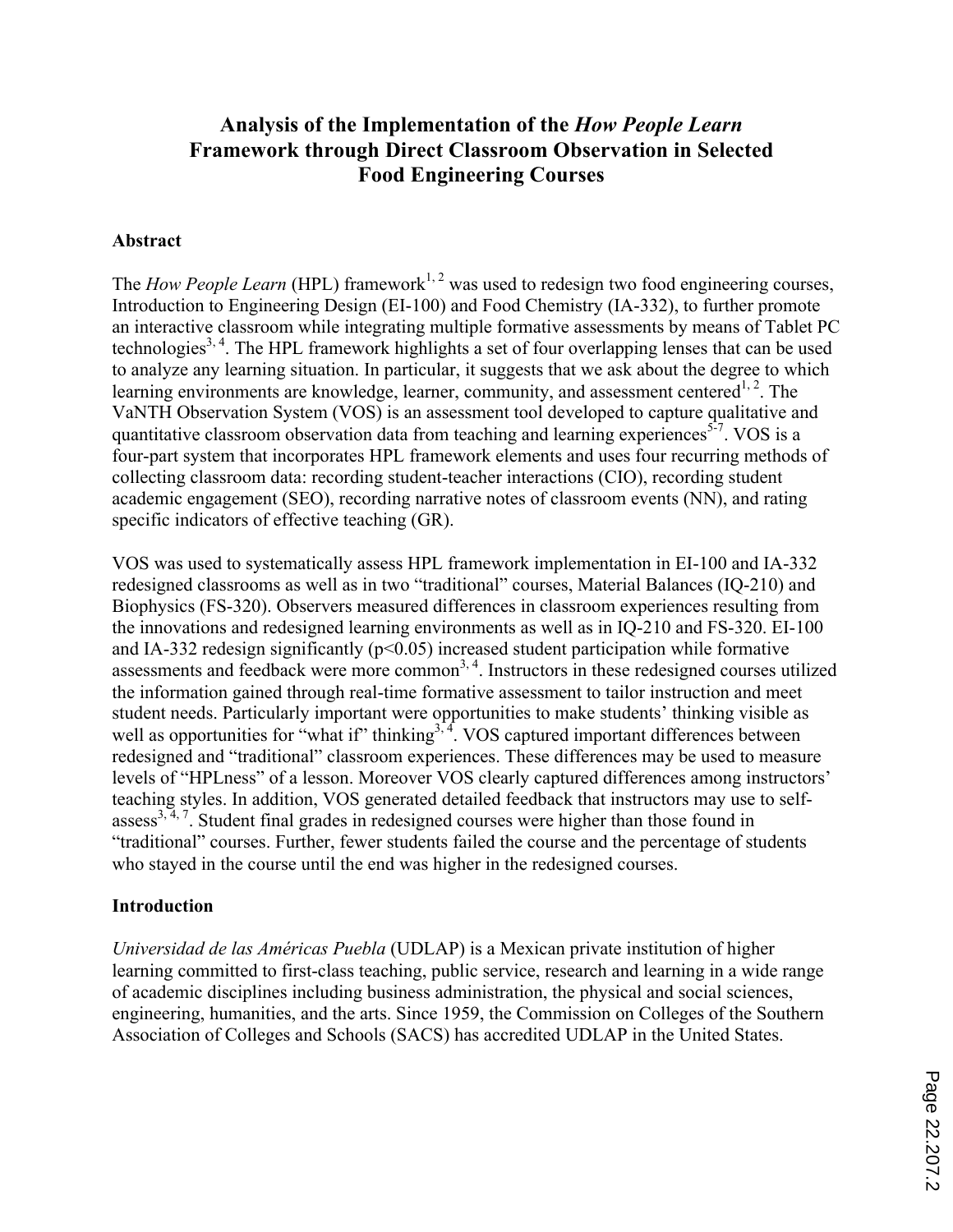# Analysis of the Implementation of the *How People Learn* Framework through Direct Classroom Observation in Selected Food Engineering Courses

## Abstract

The *How People Learn* (HPL) framework[1, 2] was used to redesign two food engineering courses, Introduction to Engineering Design (EI-100) and Food Chemistry (IA-332), to further promote an interactive classroom while integrating multiple formative assessments by means of Tablet PC technologies[3, 4]. The HPL framework highlights a set of four overlapping lenses that can be used to analyze any learning situation. In particular, it suggests that we ask about the degree to which learning environments are knowledge, learner, community, and assessment centered[1, 2]. The VaNTH Observation System (VOS) is an assessment tool developed to capture qualitative and quantitative classroom observation data from teaching and learning experiences[5-7]. VOS is a four-part system that incorporates HPL framework elements and uses four recurring methods of collecting classroom data: recording student-teacher interactions (CIO), recording student academic engagement (SEO), recording narrative notes of classroom events (NN), and rating specific indicators of effective teaching (GR).

VOS was used to systematically assess HPL framework implementation in EI-100 and IA-332 redesigned classrooms as well as in two "traditional" courses, Material Balances (IQ-210) and Biophysics (FS-320). Observers measured differences in classroom experiences resulting from the innovations and redesigned learning environments as well as in IQ-210 and FS-320. EI-100 and IA-332 redesign significantly ($p<0.05$) increased student participation while formative assessments and feedback were more common[3, 4]. Instructors in these redesigned courses utilized the information gained through real-time formative assessment to tailor instruction and meet student needs. Particularly important were opportunities to make students' thinking visible as well as opportunities for "what if" thinking[3, 4]. VOS captured important differences between redesigned and "traditional" classroom experiences. These differences may be used to measure levels of "HPLness" of a lesson. Moreover VOS clearly captured differences among instructors' teaching styles. In addition, VOS generated detailed feedback that instructors may use to self-assess[3, 4, 7]. Student final grades in redesigned courses were higher than those found in "traditional" courses. Further, fewer students failed the course and the percentage of students who stayed in the course until the end was higher in the redesigned courses.

## Introduction

*Universidad de las Américas Puebla* (UDLAP) is a Mexican private institution of higher learning committed to first-class teaching, public service, research and learning in a wide range of academic disciplines including business administration, the physical and social sciences, engineering, humanities, and the arts. Since 1959, the Commission on Colleges of the Southern Association of Colleges and Schools (SACS) has accredited UDLAP in the United States.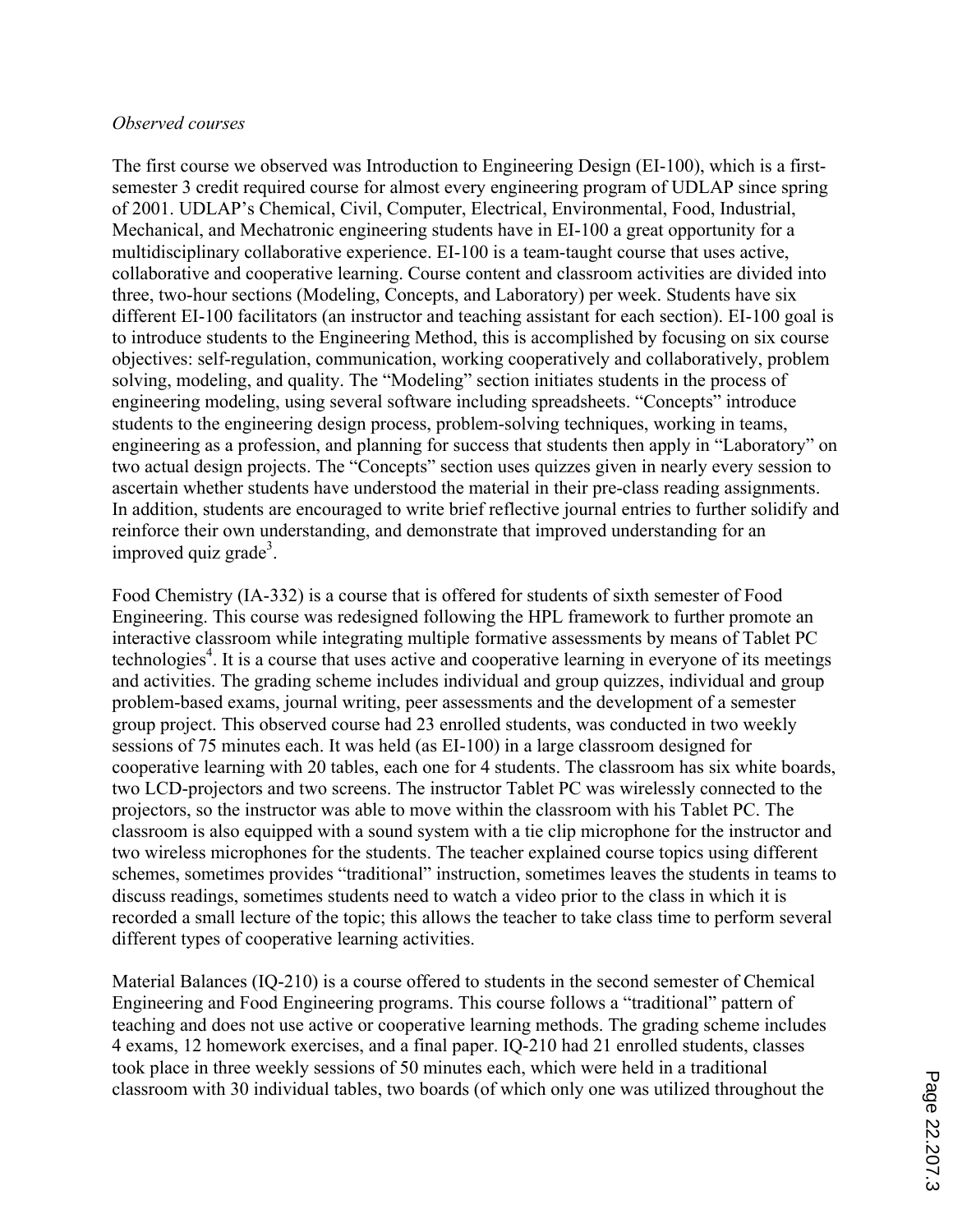*Observed courses*

The first course we observed was Introduction to Engineering Design (EI-100), which is a first-semester 3 credit required course for almost every engineering program of UDLAP since spring of 2001. UDLAP's Chemical, Civil, Computer, Electrical, Environmental, Food, Industrial, Mechanical, and Mechatronic engineering students have in EI-100 a great opportunity for a multidisciplinary collaborative experience. EI-100 is a team-taught course that uses active, collaborative and cooperative learning. Course content and classroom activities are divided into three, two-hour sections (Modeling, Concepts, and Laboratory) per week. Students have six different EI-100 facilitators (an instructor and teaching assistant for each section). EI-100 goal is to introduce students to the Engineering Method, this is accomplished by focusing on six course objectives: self-regulation, communication, working cooperatively and collaboratively, problem solving, modeling, and quality. The "Modeling" section initiates students in the process of engineering modeling, using several software including spreadsheets. "Concepts" introduce students to the engineering design process, problem-solving techniques, working in teams, engineering as a profession, and planning for success that students then apply in "Laboratory" on two actual design projects. The "Concepts" section uses quizzes given in nearly every session to ascertain whether students have understood the material in their pre-class reading assignments. In addition, students are encouraged to write brief reflective journal entries to further solidify and reinforce their own understanding, and demonstrate that improved understanding for an improved quiz grade[3].

Food Chemistry (IA-332) is a course that is offered for students of sixth semester of Food Engineering. This course was redesigned following the HPL framework to further promote an interactive classroom while integrating multiple formative assessments by means of Tablet PC technologies[4]. It is a course that uses active and cooperative learning in everyone of its meetings and activities. The grading scheme includes individual and group quizzes, individual and group problem-based exams, journal writing, peer assessments and the development of a semester group project. This observed course had 23 enrolled students, was conducted in two weekly sessions of 75 minutes each. It was held (as EI-100) in a large classroom designed for cooperative learning with 20 tables, each one for 4 students. The classroom has six white boards, two LCD-projectors and two screens. The instructor Tablet PC was wirelessly connected to the projectors, so the instructor was able to move within the classroom with his Tablet PC. The classroom is also equipped with a sound system with a tie clip microphone for the instructor and two wireless microphones for the students. The teacher explained course topics using different schemes, sometimes provides "traditional" instruction, sometimes leaves the students in teams to discuss readings, sometimes students need to watch a video prior to the class in which it is recorded a small lecture of the topic; this allows the teacher to take class time to perform several different types of cooperative learning activities.

Material Balances (IQ-210) is a course offered to students in the second semester of Chemical Engineering and Food Engineering programs. This course follows a "traditional" pattern of teaching and does not use active or cooperative learning methods. The grading scheme includes 4 exams, 12 homework exercises, and a final paper. IQ-210 had 21 enrolled students, classes took place in three weekly sessions of 50 minutes each, which were held in a traditional classroom with 30 individual tables, two boards (of which only one was utilized throughout the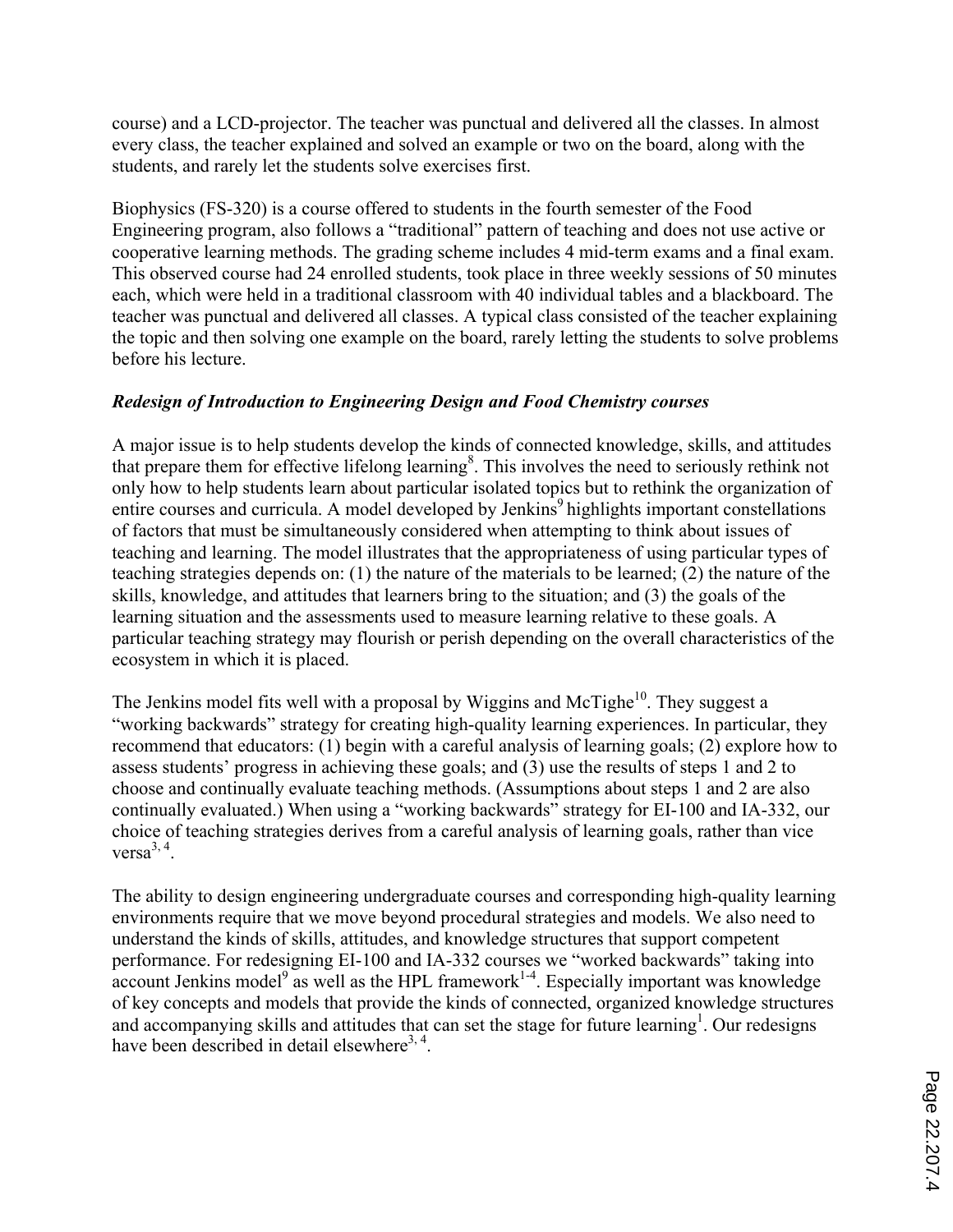course) and a LCD-projector. The teacher was punctual and delivered all the classes. In almost every class, the teacher explained and solved an example or two on the board, along with the students, and rarely let the students solve exercises first.

Biophysics (FS-320) is a course offered to students in the fourth semester of the Food Engineering program, also follows a "traditional" pattern of teaching and does not use active or cooperative learning methods. The grading scheme includes 4 mid-term exams and a final exam. This observed course had 24 enrolled students, took place in three weekly sessions of 50 minutes each, which were held in a traditional classroom with 40 individual tables and a blackboard. The teacher was punctual and delivered all classes. A typical class consisted of the teacher explaining the topic and then solving one example on the board, rarely letting the students to solve problems before his lecture.

### *Redesign of Introduction to Engineering Design and Food Chemistry courses*

A major issue is to help students develop the kinds of connected knowledge, skills, and attitudes that prepare them for effective lifelong learning[8]. This involves the need to seriously rethink not only how to help students learn about particular isolated topics but to rethink the organization of entire courses and curricula. A model developed by Jenkins[9] highlights important constellations of factors that must be simultaneously considered when attempting to think about issues of teaching and learning. The model illustrates that the appropriateness of using particular types of teaching strategies depends on: (1) the nature of the materials to be learned; (2) the nature of the skills, knowledge, and attitudes that learners bring to the situation; and (3) the goals of the learning situation and the assessments used to measure learning relative to these goals. A particular teaching strategy may flourish or perish depending on the overall characteristics of the ecosystem in which it is placed.

The Jenkins model fits well with a proposal by Wiggins and McTighe[10]. They suggest a "working backwards" strategy for creating high-quality learning experiences. In particular, they recommend that educators: (1) begin with a careful analysis of learning goals; (2) explore how to assess students' progress in achieving these goals; and (3) use the results of steps 1 and 2 to choose and continually evaluate teaching methods. (Assumptions about steps 1 and 2 are also continually evaluated.) When using a "working backwards" strategy for EI-100 and IA-332, our choice of teaching strategies derives from a careful analysis of learning goals, rather than vice versa[3, 4].

The ability to design engineering undergraduate courses and corresponding high-quality learning environments require that we move beyond procedural strategies and models. We also need to understand the kinds of skills, attitudes, and knowledge structures that support competent performance. For redesigning EI-100 and IA-332 courses we "worked backwards" taking into account Jenkins model[9] as well as the HPL framework[1-4]. Especially important was knowledge of key concepts and models that provide the kinds of connected, organized knowledge structures and accompanying skills and attitudes that can set the stage for future learning[1]. Our redesigns have been described in detail elsewhere[3, 4].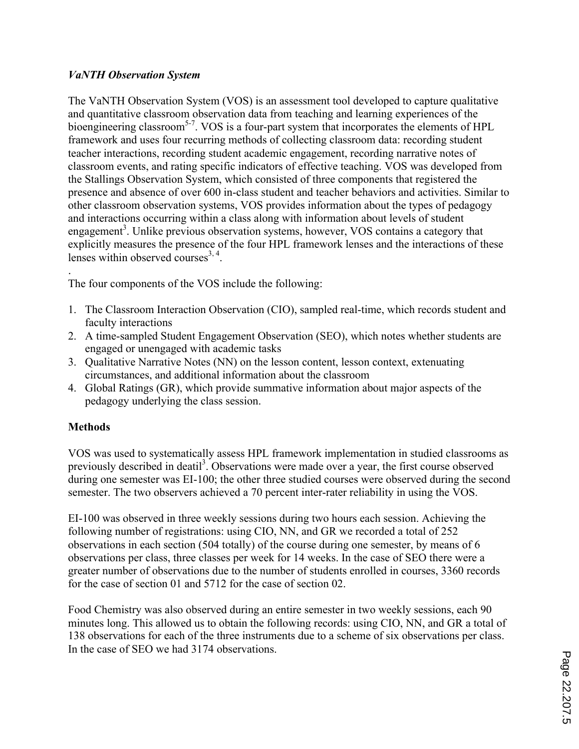***VaNTH Observation System***

The VaNTH Observation System (VOS) is an assessment tool developed to capture qualitative and quantitative classroom observation data from teaching and learning experiences of the bioengineering classroom[5-7]. VOS is a four-part system that incorporates the elements of HPL framework and uses four recurring methods of collecting classroom data: recording student teacher interactions, recording student academic engagement, recording narrative notes of classroom events, and rating specific indicators of effective teaching. VOS was developed from the Stallings Observation System, which consisted of three components that registered the presence and absence of over 600 in-class student and teacher behaviors and activities. Similar to other classroom observation systems, VOS provides information about the types of pedagogy and interactions occurring within a class along with information about levels of student engagement[3]. Unlike previous observation systems, however, VOS contains a category that explicitly measures the presence of the four HPL framework lenses and the interactions of these lenses within observed courses[3, 4].

.
The four components of the VOS include the following:

1. The Classroom Interaction Observation (CIO), sampled real-time, which records student and faculty interactions
2. A time-sampled Student Engagement Observation (SEO), which notes whether students are engaged or unengaged with academic tasks
3. Qualitative Narrative Notes (NN) on the lesson content, lesson context, extenuating circumstances, and additional information about the classroom
4. Global Ratings (GR), which provide summative information about major aspects of the pedagogy underlying the class session.

**Methods**

VOS was used to systematically assess HPL framework implementation in studied classrooms as previously described in deatil[3]. Observations were made over a year, the first course observed during one semester was EI-100; the other three studied courses were observed during the second semester. The two observers achieved a 70 percent inter-rater reliability in using the VOS.

EI-100 was observed in three weekly sessions during two hours each session. Achieving the following number of registrations: using CIO, NN, and GR we recorded a total of 252 observations in each section (504 totally) of the course during one semester, by means of 6 observations per class, three classes per week for 14 weeks. In the case of SEO there were a greater number of observations due to the number of students enrolled in courses, 3360 records for the case of section 01 and 5712 for the case of section 02.

Food Chemistry was also observed during an entire semester in two weekly sessions, each 90 minutes long. This allowed us to obtain the following records: using CIO, NN, and GR a total of 138 observations for each of the three instruments due to a scheme of six observations per class. In the case of SEO we had 3174 observations.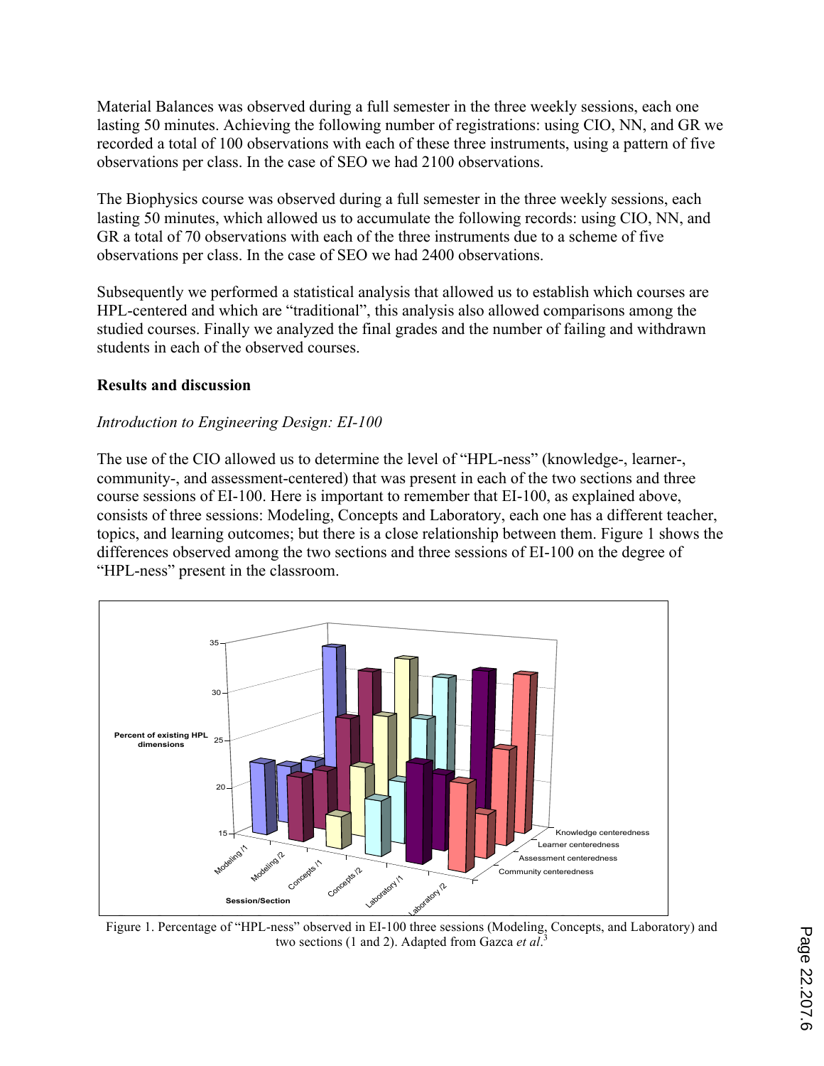Material Balances was observed during a full semester in the three weekly sessions, each one lasting 50 minutes. Achieving the following number of registrations: using CIO, NN, and GR we recorded a total of 100 observations with each of these three instruments, using a pattern of five observations per class. In the case of SEO we had 2100 observations.

The Biophysics course was observed during a full semester in the three weekly sessions, each lasting 50 minutes, which allowed us to accumulate the following records: using CIO, NN, and GR a total of 70 observations with each of the three instruments due to a scheme of five observations per class. In the case of SEO we had 2400 observations.

Subsequently we performed a statistical analysis that allowed us to establish which courses are HPL-centered and which are "traditional", this analysis also allowed comparisons among the studied courses. Finally we analyzed the final grades and the number of failing and withdrawn students in each of the observed courses.

**Results and discussion**

*Introduction to Engineering Design: EI-100*

The use of the CIO allowed us to determine the level of "HPL-ness" (knowledge-, learner-, community-, and assessment-centered) that was present in each of the two sections and three course sessions of EI-100. Here is important to remember that EI-100, as explained above, consists of three sessions: Modeling, Concepts and Laboratory, each one has a different teacher, topics, and learning outcomes; but there is a close relationship between them. Figure 1 shows the differences observed among the two sections and three sessions of EI-100 on the degree of "HPL-ness" present in the classroom.

Figure 1. Percentage of "HPL-ness" observed in EI-100 three sessions (Modeling, Concepts, and Laboratory) and two sections (1 and 2). Adapted from Gazca *et al*.[3]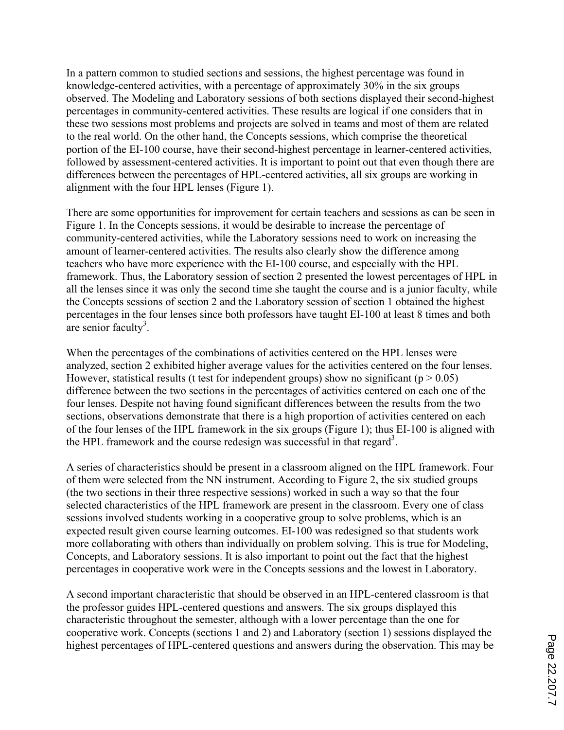In a pattern common to studied sections and sessions, the highest percentage was found in knowledge-centered activities, with a percentage of approximately 30% in the six groups observed. The Modeling and Laboratory sessions of both sections displayed their second-highest percentages in community-centered activities. These results are logical if one considers that in these two sessions most problems and projects are solved in teams and most of them are related to the real world. On the other hand, the Concepts sessions, which comprise the theoretical portion of the EI-100 course, have their second-highest percentage in learner-centered activities, followed by assessment-centered activities. It is important to point out that even though there are differences between the percentages of HPL-centered activities, all six groups are working in alignment with the four HPL lenses (Figure 1).

There are some opportunities for improvement for certain teachers and sessions as can be seen in Figure 1. In the Concepts sessions, it would be desirable to increase the percentage of community-centered activities, while the Laboratory sessions need to work on increasing the amount of learner-centered activities. The results also clearly show the difference among teachers who have more experience with the EI-100 course, and especially with the HPL framework. Thus, the Laboratory session of section 2 presented the lowest percentages of HPL in all the lenses since it was only the second time she taught the course and is a junior faculty, while the Concepts sessions of section 2 and the Laboratory session of section 1 obtained the highest percentages in the four lenses since both professors have taught EI-100 at least 8 times and both are senior faculty[3].

When the percentages of the combinations of activities centered on the HPL lenses were analyzed, section 2 exhibited higher average values for the activities centered on the four lenses. However, statistical results (t test for independent groups) show no significant ($p > 0.05$) difference between the two sections in the percentages of activities centered on each one of the four lenses. Despite not having found significant differences between the results from the two sections, observations demonstrate that there is a high proportion of activities centered on each of the four lenses of the HPL framework in the six groups (Figure 1); thus EI-100 is aligned with the HPL framework and the course redesign was successful in that regard[3].

A series of characteristics should be present in a classroom aligned on the HPL framework. Four of them were selected from the NN instrument. According to Figure 2, the six studied groups (the two sections in their three respective sessions) worked in such a way so that the four selected characteristics of the HPL framework are present in the classroom. Every one of class sessions involved students working in a cooperative group to solve problems, which is an expected result given course learning outcomes. EI-100 was redesigned so that students work more collaborating with others than individually on problem solving. This is true for Modeling, Concepts, and Laboratory sessions. It is also important to point out the fact that the highest percentages in cooperative work were in the Concepts sessions and the lowest in Laboratory.

A second important characteristic that should be observed in an HPL-centered classroom is that the professor guides HPL-centered questions and answers. The six groups displayed this characteristic throughout the semester, although with a lower percentage than the one for cooperative work. Concepts (sections 1 and 2) and Laboratory (section 1) sessions displayed the highest percentages of HPL-centered questions and answers during the observation. This may be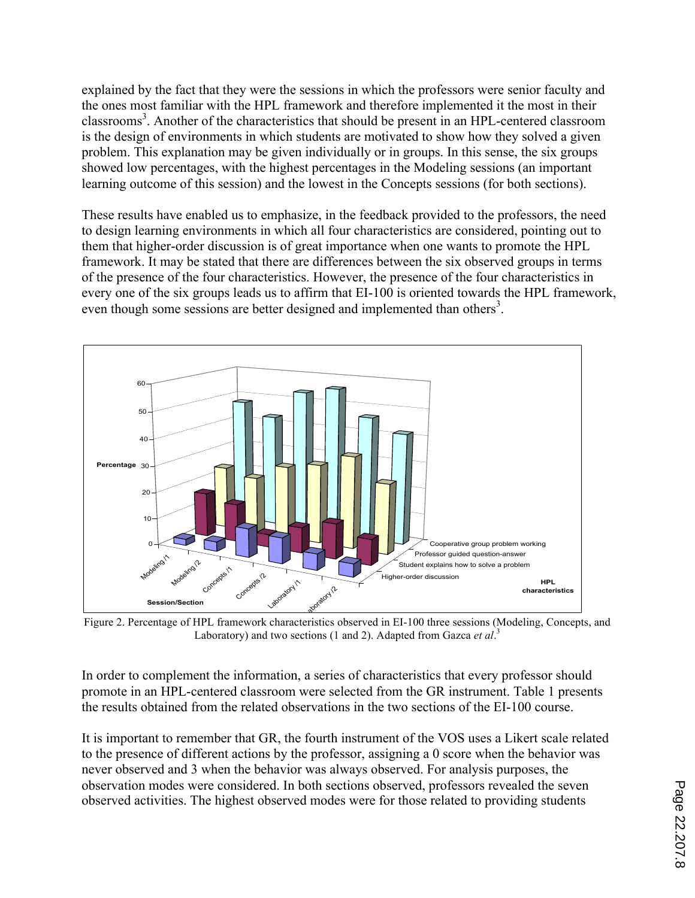explained by the fact that they were the sessions in which the professors were senior faculty and the ones most familiar with the HPL framework and therefore implemented it the most in their classrooms[3]. Another of the characteristics that should be present in an HPL-centered classroom is the design of environments in which students are motivated to show how they solved a given problem. This explanation may be given individually or in groups. In this sense, the six groups showed low percentages, with the highest percentages in the Modeling sessions (an important learning outcome of this session) and the lowest in the Concepts sessions (for both sections).

These results have enabled us to emphasize, in the feedback provided to the professors, the need to design learning environments in which all four characteristics are considered, pointing out to them that higher-order discussion is of great importance when one wants to promote the HPL framework. It may be stated that there are differences between the six observed groups in terms of the presence of the four characteristics. However, the presence of the four characteristics in every one of the six groups leads us to affirm that EI-100 is oriented towards the HPL framework, even though some sessions are better designed and implemented than others[3].

Figure 2. Percentage of HPL framework characteristics observed in EI-100 three sessions (Modeling, Concepts, and Laboratory) and two sections (1 and 2). Adapted from Gazca *et al*.[3]

In order to complement the information, a series of characteristics that every professor should promote in an HPL-centered classroom were selected from the GR instrument. Table 1 presents the results obtained from the related observations in the two sections of the EI-100 course.

It is important to remember that GR, the fourth instrument of the VOS uses a Likert scale related to the presence of different actions by the professor, assigning a 0 score when the behavior was never observed and 3 when the behavior was always observed. For analysis purposes, the observation modes were considered. In both sections observed, professors revealed the seven observed activities. The highest observed modes were for those related to providing students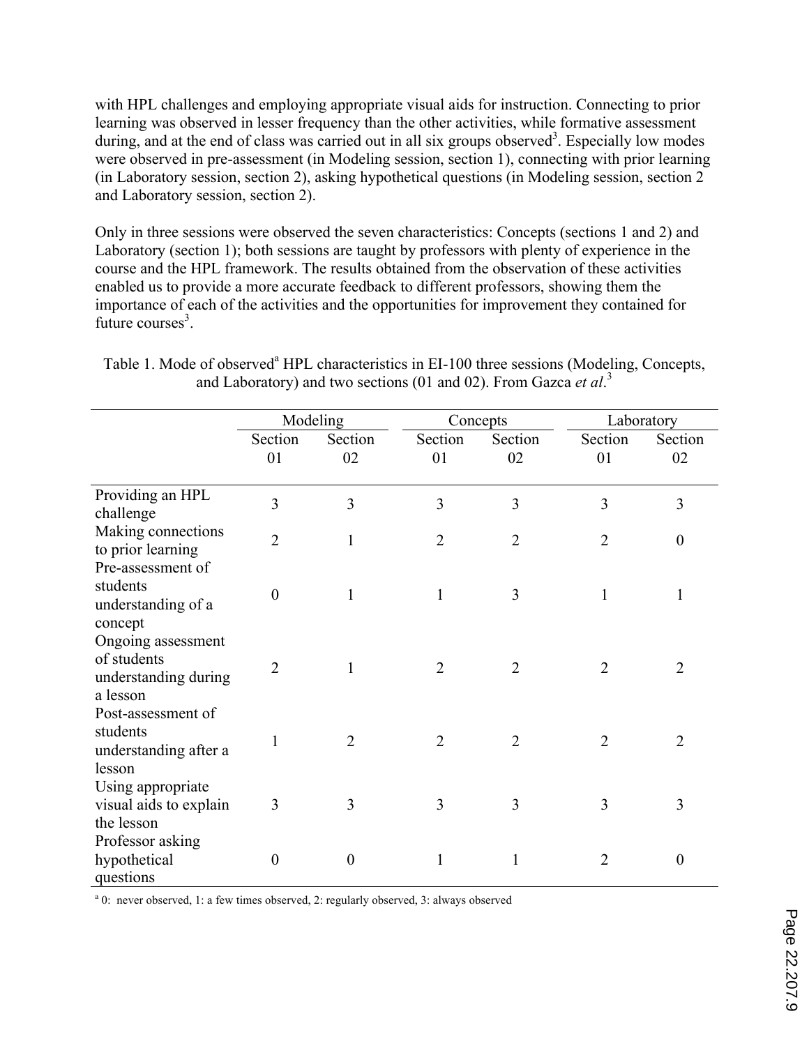with HPL challenges and employing appropriate visual aids for instruction. Connecting to prior learning was observed in lesser frequency than the other activities, while formative assessment during, and at the end of class was carried out in all six groups observed[3]. Especially low modes were observed in pre-assessment (in Modeling session, section 1), connecting with prior learning (in Laboratory session, section 2), asking hypothetical questions (in Modeling session, section 2 and Laboratory session, section 2).

Only in three sessions were observed the seven characteristics: Concepts (sections 1 and 2) and Laboratory (section 1); both sessions are taught by professors with plenty of experience in the course and the HPL framework. The results obtained from the observation of these activities enabled us to provide a more accurate feedback to different professors, showing them the importance of each of the activities and the opportunities for improvement they contained for future courses[3].

Table 1. Mode of observed[a] HPL characteristics in EI-100 three sessions (Modeling, Concepts, and Laboratory) and two sections (01 and 02). From Gazca *et al*.[3]

| | Modeling | | Concepts | | Laboratory | |
|---|---|---|---|---|---|---|
| | Section 01 | Section 02 | Section 01 | Section 02 | Section 01 | Section 02 |
| Providing an HPL challenge | 3 | 3 | 3 | 3 | 3 | 3 |
| Making connections to prior learning | 2 | 1 | 2 | 2 | 2 | 0 |
| Pre-assessment of students understanding of a concept | 0 | 1 | 1 | 3 | 1 | 1 |
| Ongoing assessment of students understanding during a lesson | 2 | 1 | 2 | 2 | 2 | 2 |
| Post-assessment of students understanding after a lesson | 1 | 2 | 2 | 2 | 2 | 2 |
| Using appropriate visual aids to explain the lesson | 3 | 3 | 3 | 3 | 3 | 3 |
| Professor asking hypothetical questions | 0 | 0 | 1 | 1 | 2 | 0 |

[a] 0: never observed, 1: a few times observed, 2: regularly observed, 3: always observed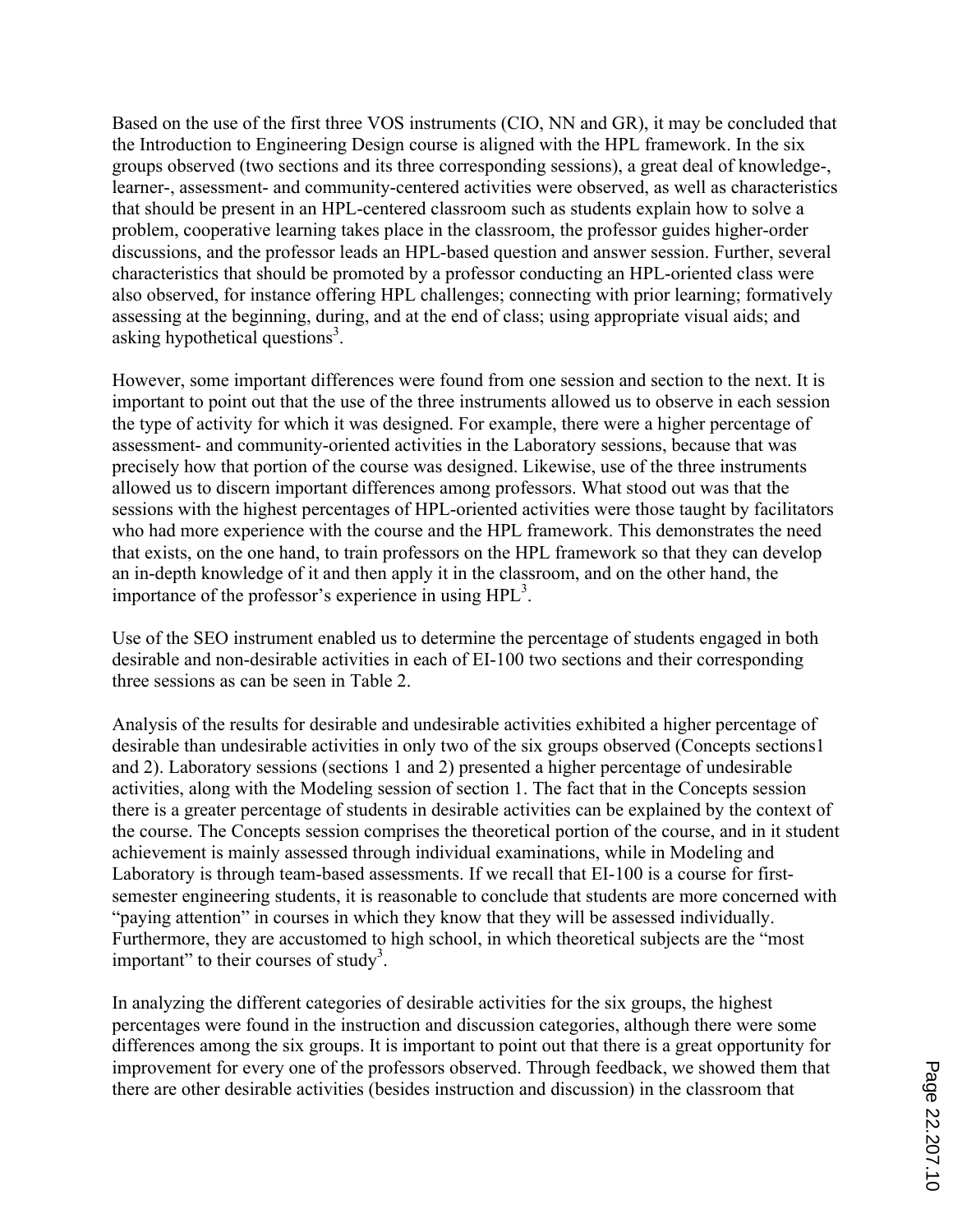Based on the use of the first three VOS instruments (CIO, NN and GR), it may be concluded that the Introduction to Engineering Design course is aligned with the HPL framework. In the six groups observed (two sections and its three corresponding sessions), a great deal of knowledge-, learner-, assessment- and community-centered activities were observed, as well as characteristics that should be present in an HPL-centered classroom such as students explain how to solve a problem, cooperative learning takes place in the classroom, the professor guides higher-order discussions, and the professor leads an HPL-based question and answer session. Further, several characteristics that should be promoted by a professor conducting an HPL-oriented class were also observed, for instance offering HPL challenges; connecting with prior learning; formatively assessing at the beginning, during, and at the end of class; using appropriate visual aids; and asking hypothetical questions[3].

However, some important differences were found from one session and section to the next. It is important to point out that the use of the three instruments allowed us to observe in each session the type of activity for which it was designed. For example, there were a higher percentage of assessment- and community-oriented activities in the Laboratory sessions, because that was precisely how that portion of the course was designed. Likewise, use of the three instruments allowed us to discern important differences among professors. What stood out was that the sessions with the highest percentages of HPL-oriented activities were those taught by facilitators who had more experience with the course and the HPL framework. This demonstrates the need that exists, on the one hand, to train professors on the HPL framework so that they can develop an in-depth knowledge of it and then apply it in the classroom, and on the other hand, the importance of the professor's experience in using HPL[3].

Use of the SEO instrument enabled us to determine the percentage of students engaged in both desirable and non-desirable activities in each of EI-100 two sections and their corresponding three sessions as can be seen in Table 2.

Analysis of the results for desirable and undesirable activities exhibited a higher percentage of desirable than undesirable activities in only two of the six groups observed (Concepts sections1 and 2). Laboratory sessions (sections 1 and 2) presented a higher percentage of undesirable activities, along with the Modeling session of section 1. The fact that in the Concepts session there is a greater percentage of students in desirable activities can be explained by the context of the course. The Concepts session comprises the theoretical portion of the course, and in it student achievement is mainly assessed through individual examinations, while in Modeling and Laboratory is through team-based assessments. If we recall that EI-100 is a course for first-semester engineering students, it is reasonable to conclude that students are more concerned with "paying attention" in courses in which they know that they will be assessed individually. Furthermore, they are accustomed to high school, in which theoretical subjects are the "most important" to their courses of study[3].

In analyzing the different categories of desirable activities for the six groups, the highest percentages were found in the instruction and discussion categories, although there were some differences among the six groups. It is important to point out that there is a great opportunity for improvement for every one of the professors observed. Through feedback, we showed them that there are other desirable activities (besides instruction and discussion) in the classroom that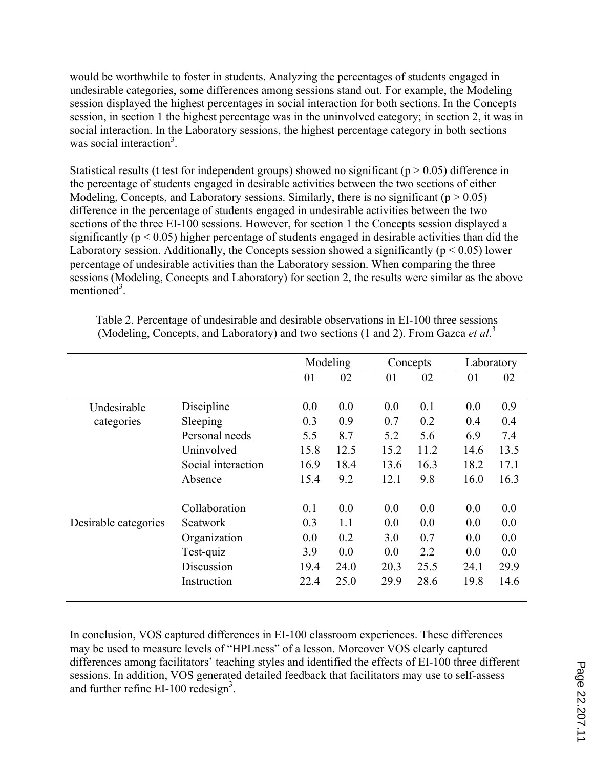would be worthwhile to foster in students. Analyzing the percentages of students engaged in undesirable categories, some differences among sessions stand out. For example, the Modeling session displayed the highest percentages in social interaction for both sections. In the Concepts session, in section 1 the highest percentage was in the uninvolved category; in section 2, it was in social interaction. In the Laboratory sessions, the highest percentage category in both sections was social interaction[3].

Statistical results (t test for independent groups) showed no significant ($p > 0.05$) difference in the percentage of students engaged in desirable activities between the two sections of either Modeling, Concepts, and Laboratory sessions. Similarly, there is no significant ($p > 0.05$) difference in the percentage of students engaged in undesirable activities between the two sections of the three EI-100 sessions. However, for section 1 the Concepts session displayed a significantly ($p < 0.05$) higher percentage of students engaged in desirable activities than did the Laboratory session. Additionally, the Concepts session showed a significantly ($p < 0.05$) lower percentage of undesirable activities than the Laboratory session. When comparing the three sessions (Modeling, Concepts and Laboratory) for section 2, the results were similar as the above mentioned[3].

Table 2. Percentage of undesirable and desirable observations in EI-100 three sessions (Modeling, Concepts, and Laboratory) and two sections (1 and 2). From Gazca *et al*.[3]

| | | Modeling | | Concepts | | Laboratory | |
|---|---|---|---|---|---|---|---|
| | | 01 | 02 | 01 | 02 | 01 | 02 |
| Undesirable categories | Discipline | 0.0 | 0.0 | 0.0 | 0.1 | 0.0 | 0.9 |
| | Sleeping | 0.3 | 0.9 | 0.7 | 0.2 | 0.4 | 0.4 |
| | Personal needs | 5.5 | 8.7 | 5.2 | 5.6 | 6.9 | 7.4 |
| | Uninvolved | 15.8 | 12.5 | 15.2 | 11.2 | 14.6 | 13.5 |
| | Social interaction | 16.9 | 18.4 | 13.6 | 16.3 | 18.2 | 17.1 |
| | Absence | 15.4 | 9.2 | 12.1 | 9.8 | 16.0 | 16.3 |
| Desirable categories | Collaboration | 0.1 | 0.0 | 0.0 | 0.0 | 0.0 | 0.0 |
| | Seatwork | 0.3 | 1.1 | 0.0 | 0.0 | 0.0 | 0.0 |
| | Organization | 0.0 | 0.2 | 3.0 | 0.7 | 0.0 | 0.0 |
| | Test-quiz | 3.9 | 0.0 | 0.0 | 2.2 | 0.0 | 0.0 |
| | Discussion | 19.4 | 24.0 | 20.3 | 25.5 | 24.1 | 29.9 |
| | Instruction | 22.4 | 25.0 | 29.9 | 28.6 | 19.8 | 14.6 |

In conclusion, VOS captured differences in EI-100 classroom experiences. These differences may be used to measure levels of "HPLness" of a lesson. Moreover VOS clearly captured differences among facilitators' teaching styles and identified the effects of EI-100 three different sessions. In addition, VOS generated detailed feedback that facilitators may use to self-assess and further refine EI-100 redesign[3].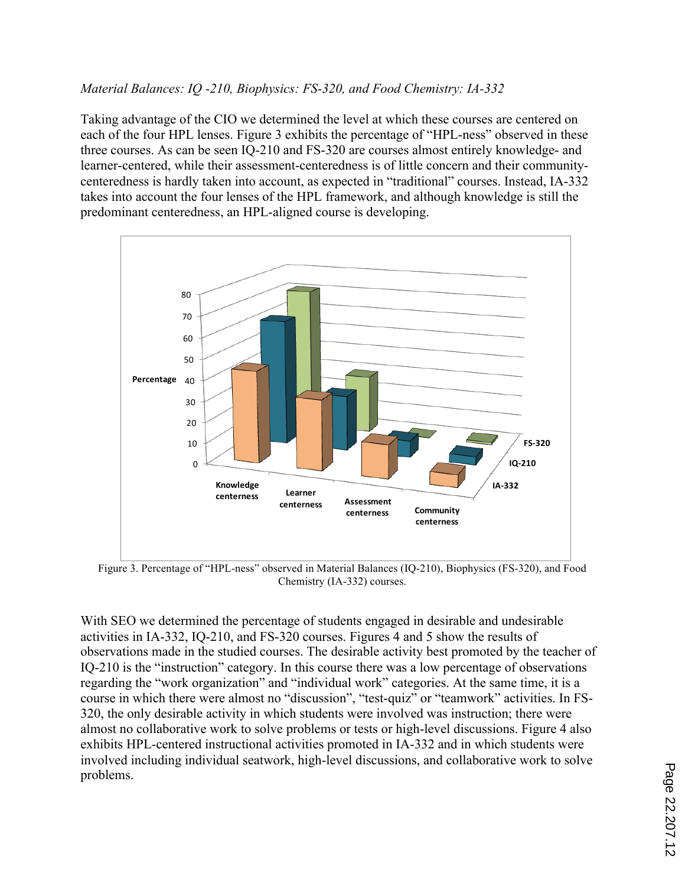*Material Balances: IQ -210, Biophysics: FS-320, and Food Chemistry: IA-332*

Taking advantage of the CIO we determined the level at which these courses are centered on each of the four HPL lenses. Figure 3 exhibits the percentage of "HPL-ness" observed in these three courses. As can be seen IQ-210 and FS-320 are courses almost entirely knowledge- and learner-centered, while their assessment-centeredness is of little concern and their community-centeredness is hardly taken into account, as expected in "traditional" courses. Instead, IA-332 takes into account the four lenses of the HPL framework, and although knowledge is still the predominant centeredness, an HPL-aligned course is developing.

Figure 3. Percentage of "HPL-ness" observed in Material Balances (IQ-210), Biophysics (FS-320), and Food Chemistry (IA-332) courses.

With SEO we determined the percentage of students engaged in desirable and undesirable activities in IA-332, IQ-210, and FS-320 courses. Figures 4 and 5 show the results of observations made in the studied courses. The desirable activity best promoted by the teacher of IQ-210 is the "instruction" category. In this course there was a low percentage of observations regarding the "work organization" and "individual work" categories. At the same time, it is a course in which there were almost no "discussion", "test-quiz" or "teamwork" activities. In FS-320, the only desirable activity in which students were involved was instruction; there were almost no collaborative work to solve problems or tests or high-level discussions. Figure 4 also exhibits HPL-centered instructional activities promoted in IA-332 and in which students were involved including individual seatwork, high-level discussions, and collaborative work to solve problems.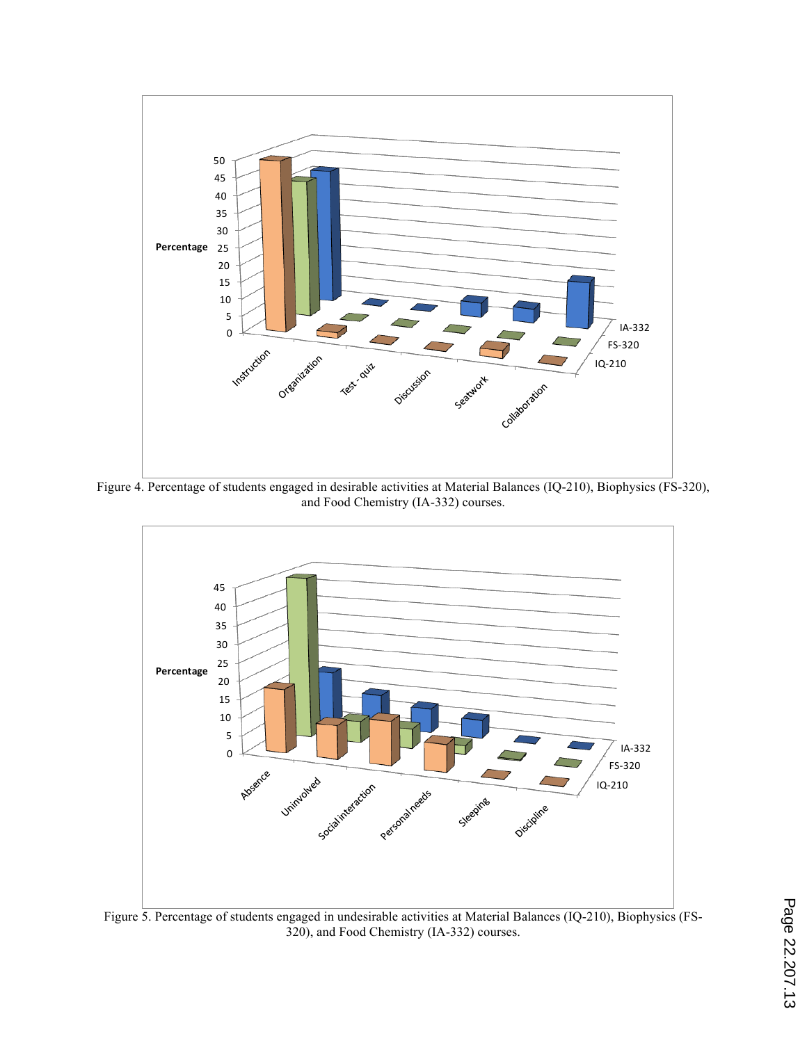Figure 4. Percentage of students engaged in desirable activities at Material Balances (IQ-210), Biophysics (FS-320), and Food Chemistry (IA-332) courses.

Figure 5. Percentage of students engaged in undesirable activities at Material Balances (IQ-210), Biophysics (FS-320), and Food Chemistry (IA-332) courses.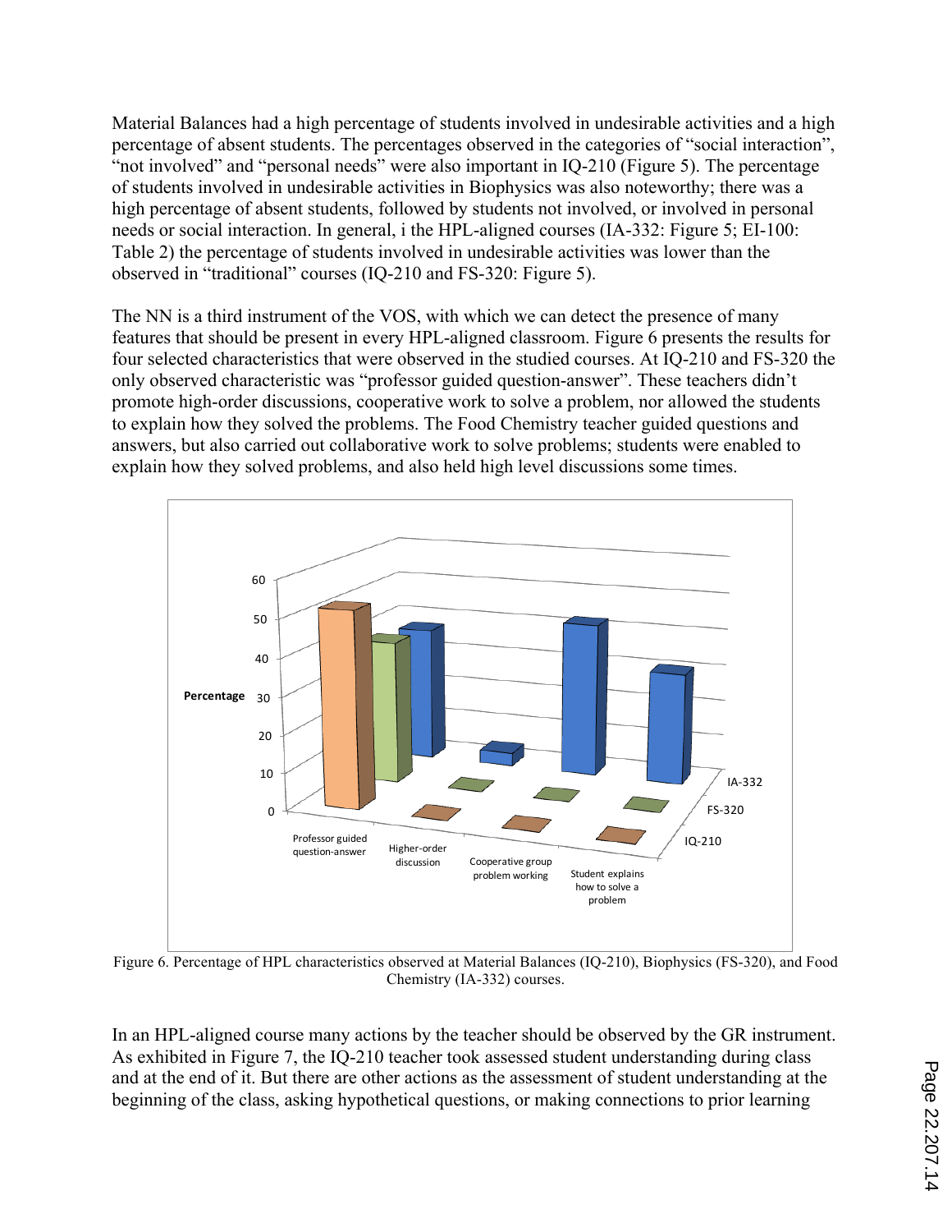Material Balances had a high percentage of students involved in undesirable activities and a high percentage of absent students. The percentages observed in the categories of "social interaction", "not involved" and "personal needs" were also important in IQ-210 (Figure 5). The percentage of students involved in undesirable activities in Biophysics was also noteworthy; there was a high percentage of absent students, followed by students not involved, or involved in personal needs or social interaction. In general, i the HPL-aligned courses (IA-332: Figure 5; EI-100: Table 2) the percentage of students involved in undesirable activities was lower than the observed in "traditional" courses (IQ-210 and FS-320: Figure 5).

The NN is a third instrument of the VOS, with which we can detect the presence of many features that should be present in every HPL-aligned classroom. Figure 6 presents the results for four selected characteristics that were observed in the studied courses. At IQ-210 and FS-320 the only observed characteristic was "professor guided question-answer". These teachers didn't promote high-order discussions, cooperative work to solve a problem, nor allowed the students to explain how they solved the problems. The Food Chemistry teacher guided questions and answers, but also carried out collaborative work to solve problems; students were enabled to explain how they solved problems, and also held high level discussions some times.

Figure 6. Percentage of HPL characteristics observed at Material Balances (IQ-210), Biophysics (FS-320), and Food Chemistry (IA-332) courses.

In an HPL-aligned course many actions by the teacher should be observed by the GR instrument. As exhibited in Figure 7, the IQ-210 teacher took assessed student understanding during class and at the end of it. But there are other actions as the assessment of student understanding at the beginning of the class, asking hypothetical questions, or making connections to prior learning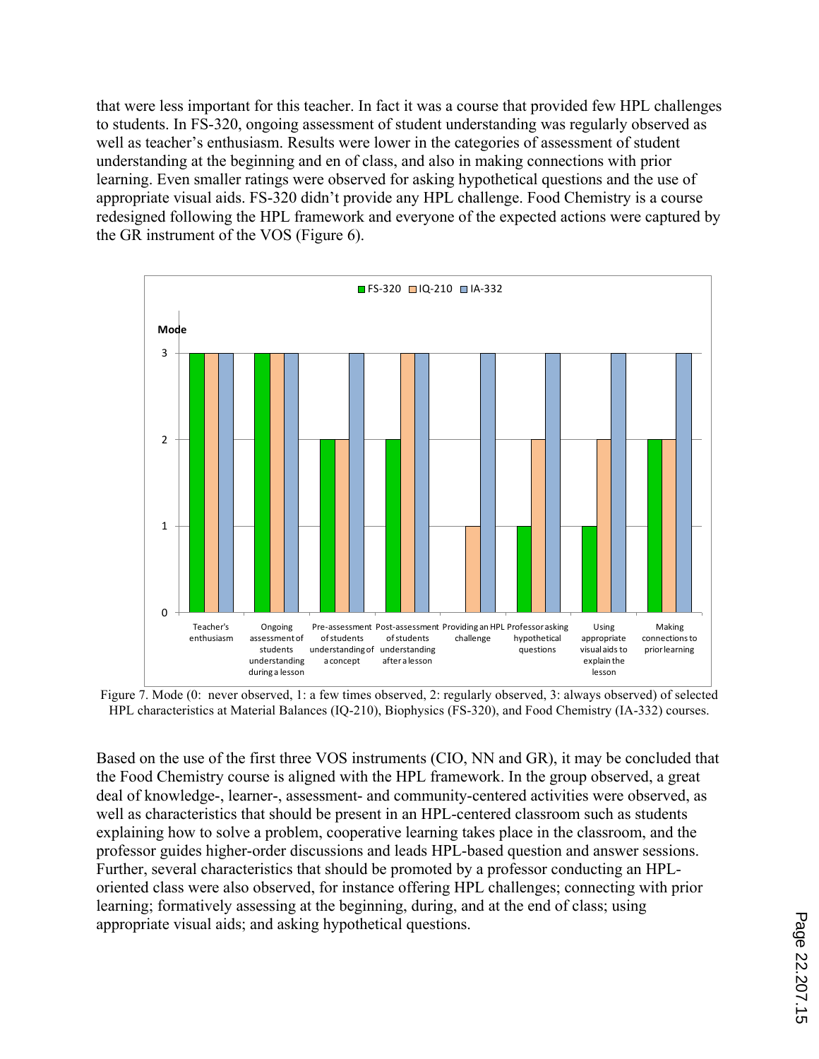that were less important for this teacher. In fact it was a course that provided few HPL challenges to students. In FS-320, ongoing assessment of student understanding was regularly observed as well as teacher's enthusiasm. Results were lower in the categories of assessment of student understanding at the beginning and en of class, and also in making connections with prior learning. Even smaller ratings were observed for asking hypothetical questions and the use of appropriate visual aids. FS-320 didn't provide any HPL challenge. Food Chemistry is a course redesigned following the HPL framework and everyone of the expected actions were captured by the GR instrument of the VOS (Figure 6).

Figure 7. Mode (0: never observed, 1: a few times observed, 2: regularly observed, 3: always observed) of selected HPL characteristics at Material Balances (IQ-210), Biophysics (FS-320), and Food Chemistry (IA-332) courses.

Based on the use of the first three VOS instruments (CIO, NN and GR), it may be concluded that the Food Chemistry course is aligned with the HPL framework. In the group observed, a great deal of knowledge-, learner-, assessment- and community-centered activities were observed, as well as characteristics that should be present in an HPL-centered classroom such as students explaining how to solve a problem, cooperative learning takes place in the classroom, and the professor guides higher-order discussions and leads HPL-based question and answer sessions. Further, several characteristics that should be promoted by a professor conducting an HPL-oriented class were also observed, for instance offering HPL challenges; connecting with prior learning; formatively assessing at the beginning, during, and at the end of class; using appropriate visual aids; and asking hypothetical questions.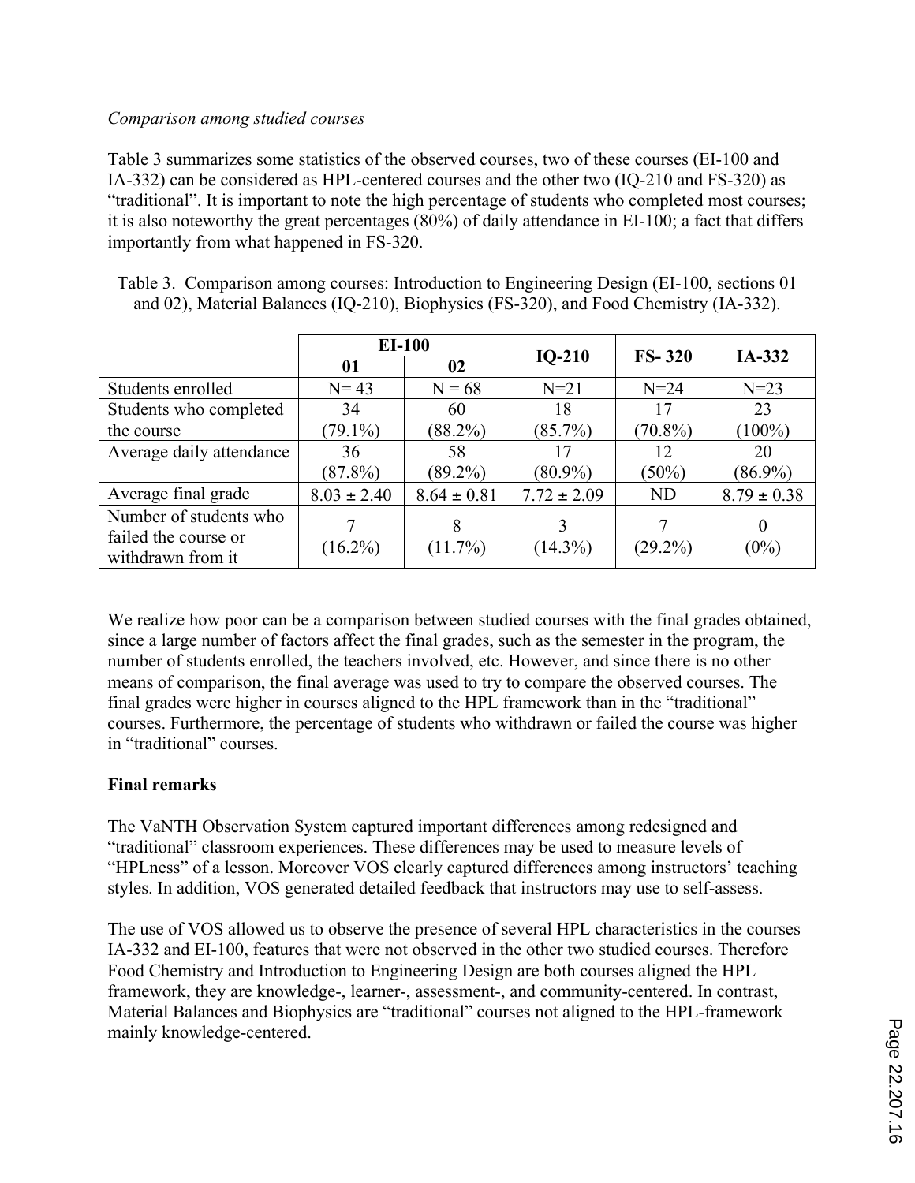*Comparison among studied courses*

Table 3 summarizes some statistics of the observed courses, two of these courses (EI-100 and IA-332) can be considered as HPL-centered courses and the other two (IQ-210 and FS-320) as "traditional". It is important to note the high percentage of students who completed most courses; it is also noteworthy the great percentages (80%) of daily attendance in EI-100; a fact that differs importantly from what happened in FS-320.

Table 3. Comparison among courses: Introduction to Engineering Design (EI-100, sections 01 and 02), Material Balances (IQ-210), Biophysics (FS-320), and Food Chemistry (IA-332).

| | EI-100 | | IQ-210 | FS- 320 | IA-332 |
|---|---|---|---|---|---|
| | 01 | 02 | | | |
| Students enrolled | N= 43 | N = 68 | N=21 | N=24 | N=23 |
| Students who completed the course | 34 (79.1%) | 60 (88.2%) | 18 (85.7%) | 17 (70.8%) | 23 (100%) |
| Average daily attendance | 36 (87.8%) | 58 (89.2%) | 17 (80.9%) | 12 (50%) | 20 (86.9%) |
| Average final grade | $8.03 \pm 2.40$ | $8.64 \pm 0.81$ | $7.72 \pm 2.09$ | ND | $8.79 \pm 0.38$ |
| Number of students who failed the course or withdrawn from it | 7 (16.2%) | 8 (11.7%) | 3 (14.3%) | 7 (29.2%) | 0 (0%) |

We realize how poor can be a comparison between studied courses with the final grades obtained, since a large number of factors affect the final grades, such as the semester in the program, the number of students enrolled, the teachers involved, etc. However, and since there is no other means of comparison, the final average was used to try to compare the observed courses. The final grades were higher in courses aligned to the HPL framework than in the "traditional" courses. Furthermore, the percentage of students who withdrawn or failed the course was higher in "traditional" courses.

## Final remarks

The VaNTH Observation System captured important differences among redesigned and "traditional" classroom experiences. These differences may be used to measure levels of "HPLness" of a lesson. Moreover VOS clearly captured differences among instructors' teaching styles. In addition, VOS generated detailed feedback that instructors may use to self-assess.

The use of VOS allowed us to observe the presence of several HPL characteristics in the courses IA-332 and EI-100, features that were not observed in the other two studied courses. Therefore Food Chemistry and Introduction to Engineering Design are both courses aligned the HPL framework, they are knowledge-, learner-, assessment-, and community-centered. In contrast, Material Balances and Biophysics are "traditional" courses not aligned to the HPL-framework mainly knowledge-centered.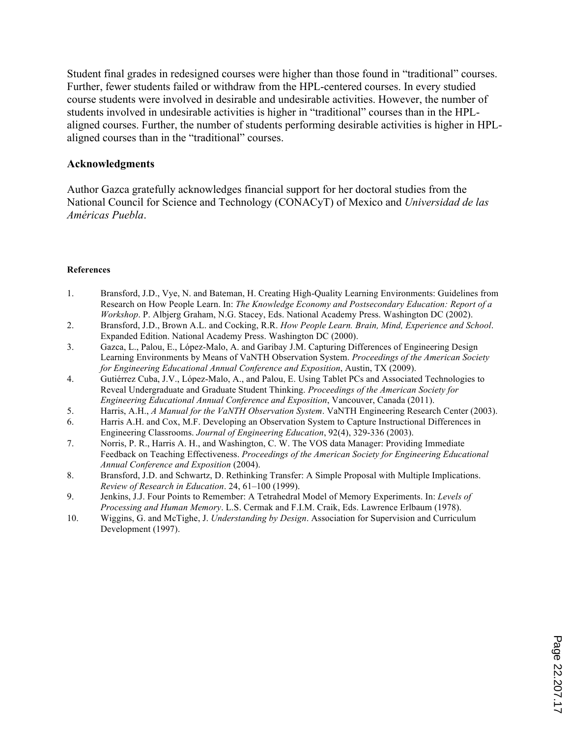Student final grades in redesigned courses were higher than those found in "traditional" courses. Further, fewer students failed or withdraw from the HPL-centered courses. In every studied course students were involved in desirable and undesirable activities. However, the number of students involved in undesirable activities is higher in "traditional" courses than in the HPL-aligned courses. Further, the number of students performing desirable activities is higher in HPL-aligned courses than in the "traditional" courses.

## Acknowledgments

Author Gazca gratefully acknowledges financial support for her doctoral studies from the National Council for Science and Technology (CONACyT) of Mexico and *Universidad de las Américas Puebla*.

#### References

1. Bransford, J.D., Vye, N. and Bateman, H. Creating High-Quality Learning Environments: Guidelines from Research on How People Learn. In: *The Knowledge Economy and Postsecondary Education: Report of a Workshop*. P. Albjerg Graham, N.G. Stacey, Eds. National Academy Press. Washington DC (2002).
2. Bransford, J.D., Brown A.L. and Cocking, R.R. *How People Learn. Brain, Mind, Experience and School*. Expanded Edition. National Academy Press. Washington DC (2000).
3. Gazca, L., Palou, E., López-Malo, A. and Garibay J.M. Capturing Differences of Engineering Design Learning Environments by Means of VaNTH Observation System. *Proceedings of the American Society for Engineering Educational Annual Conference and Exposition*, Austin, TX (2009).
4. Gutiérrez Cuba, J.V., López-Malo, A., and Palou, E. Using Tablet PCs and Associated Technologies to Reveal Undergraduate and Graduate Student Thinking. *Proceedings of the American Society for Engineering Educational Annual Conference and Exposition*, Vancouver, Canada (2011).
5. Harris, A.H., *A Manual for the VaNTH Observation System*. VaNTH Engineering Research Center (2003).
6. Harris A.H. and Cox, M.F. Developing an Observation System to Capture Instructional Differences in Engineering Classrooms. *Journal of Engineering Education*, 92(4), 329-336 (2003).
7. Norris, P. R., Harris A. H., and Washington, C. W. The VOS data Manager: Providing Immediate Feedback on Teaching Effectiveness. *Proceedings of the American Society for Engineering Educational Annual Conference and Exposition* (2004).
8. Bransford, J.D. and Schwartz, D. Rethinking Transfer: A Simple Proposal with Multiple Implications. *Review of Research in Education*. 24, 61–100 (1999).
9. Jenkins, J.J. Four Points to Remember: A Tetrahedral Model of Memory Experiments. In: *Levels of Processing and Human Memory*. L.S. Cermak and F.I.M. Craik, Eds. Lawrence Erlbaum (1978).
10. Wiggins, G. and McTighe, J. *Understanding by Design*. Association for Supervision and Curriculum Development (1997).